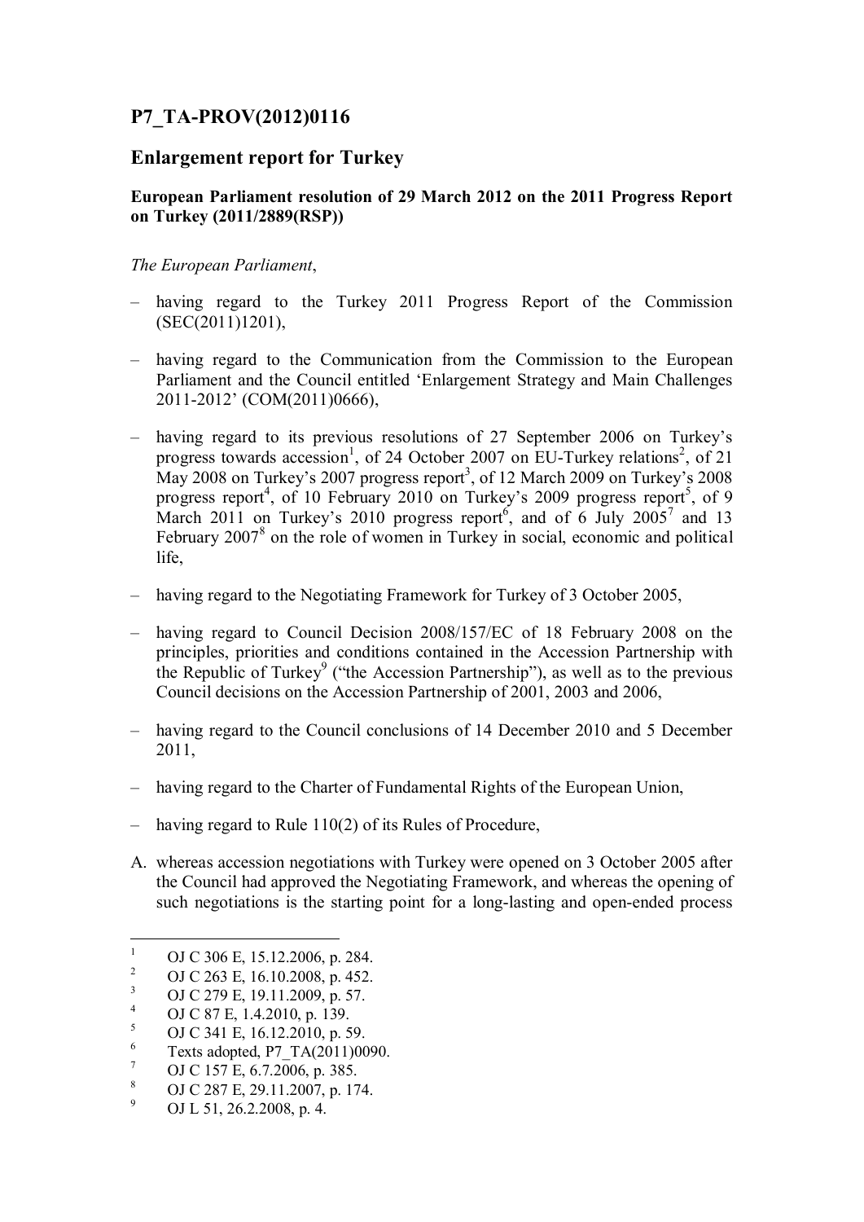# P7_TA-PROV(2012)0116

## Enlargement report for Turkey

### European Parliament resolution of 29 March 2012 on the 2011 Progress Report on Turkey (2011/2889(RSP))

*The European Parliament*,

– having regard to the Turkey 2011 Progress Report of the Commission (SEC(2011)1201),

– having regard to the Communication from the Commission to the European Parliament and the Council entitled 'Enlargement Strategy and Main Challenges 2011-2012' (COM(2011)0666),

– having regard to its previous resolutions of 27 September 2006 on Turkey's progress towards accession[1], of 24 October 2007 on EU-Turkey relations[2], of 21 May 2008 on Turkey's 2007 progress report[3], of 12 March 2009 on Turkey's 2008 progress report[4], of 10 February 2010 on Turkey's 2009 progress report[5], of 9 March 2011 on Turkey's 2010 progress report[6], and of 6 July 2005[7] and 13 February 2007[8] on the role of women in Turkey in social, economic and political life,

– having regard to the Negotiating Framework for Turkey of 3 October 2005,

– having regard to Council Decision 2008/157/EC of 18 February 2008 on the principles, priorities and conditions contained in the Accession Partnership with the Republic of Turkey[9] ("the Accession Partnership"), as well as to the previous Council decisions on the Accession Partnership of 2001, 2003 and 2006,

– having regard to the Council conclusions of 14 December 2010 and 5 December 2011,

– having regard to the Charter of Fundamental Rights of the European Union,

– having regard to Rule 110(2) of its Rules of Procedure,

A. whereas accession negotiations with Turkey were opened on 3 October 2005 after the Council had approved the Negotiating Framework, and whereas the opening of such negotiations is the starting point for a long-lasting and open-ended process

---

1. OJ C 306 E, 15.12.2006, p. 284.
2. OJ C 263 E, 16.10.2008, p. 452.
3. OJ C 279 E, 19.11.2009, p. 57.
4. OJ C 87 E, 1.4.2010, p. 139.
5. OJ C 341 E, 16.12.2010, p. 59.
6. Texts adopted, P7_TA(2011)0090.
7. OJ C 157 E, 6.7.2006, p. 385.
8. OJ C 287 E, 29.11.2007, p. 174.
9. OJ L 51, 26.2.2008, p. 4.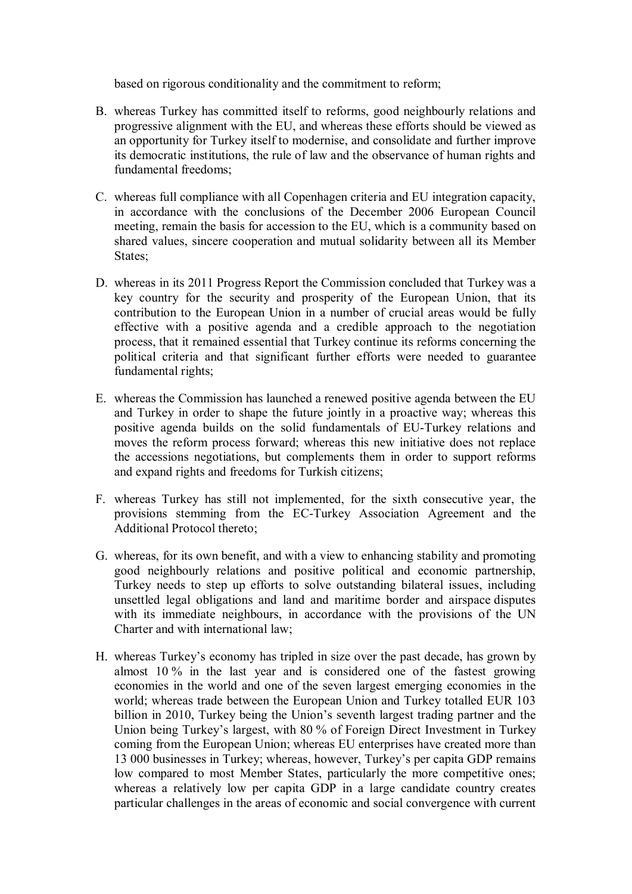based on rigorous conditionality and the commitment to reform;

B. whereas Turkey has committed itself to reforms, good neighbourly relations and progressive alignment with the EU, and whereas these efforts should be viewed as an opportunity for Turkey itself to modernise, and consolidate and further improve its democratic institutions, the rule of law and the observance of human rights and fundamental freedoms;

C. whereas full compliance with all Copenhagen criteria and EU integration capacity, in accordance with the conclusions of the December 2006 European Council meeting, remain the basis for accession to the EU, which is a community based on shared values, sincere cooperation and mutual solidarity between all its Member States;

D. whereas in its 2011 Progress Report the Commission concluded that Turkey was a key country for the security and prosperity of the European Union, that its contribution to the European Union in a number of crucial areas would be fully effective with a positive agenda and a credible approach to the negotiation process, that it remained essential that Turkey continue its reforms concerning the political criteria and that significant further efforts were needed to guarantee fundamental rights;

E. whereas the Commission has launched a renewed positive agenda between the EU and Turkey in order to shape the future jointly in a proactive way; whereas this positive agenda builds on the solid fundamentals of EU-Turkey relations and moves the reform process forward; whereas this new initiative does not replace the accessions negotiations, but complements them in order to support reforms and expand rights and freedoms for Turkish citizens;

F. whereas Turkey has still not implemented, for the sixth consecutive year, the provisions stemming from the EC-Turkey Association Agreement and the Additional Protocol thereto;

G. whereas, for its own benefit, and with a view to enhancing stability and promoting good neighbourly relations and positive political and economic partnership, Turkey needs to step up efforts to solve outstanding bilateral issues, including unsettled legal obligations and land and maritime border and airspace disputes with its immediate neighbours, in accordance with the provisions of the UN Charter and with international law;

H. whereas Turkey's economy has tripled in size over the past decade, has grown by almost 10 % in the last year and is considered one of the fastest growing economies in the world and one of the seven largest emerging economies in the world; whereas trade between the European Union and Turkey totalled EUR 103 billion in 2010, Turkey being the Union's seventh largest trading partner and the Union being Turkey's largest, with 80 % of Foreign Direct Investment in Turkey coming from the European Union; whereas EU enterprises have created more than 13 000 businesses in Turkey; whereas, however, Turkey's per capita GDP remains low compared to most Member States, particularly the more competitive ones; whereas a relatively low per capita GDP in a large candidate country creates particular challenges in the areas of economic and social convergence with current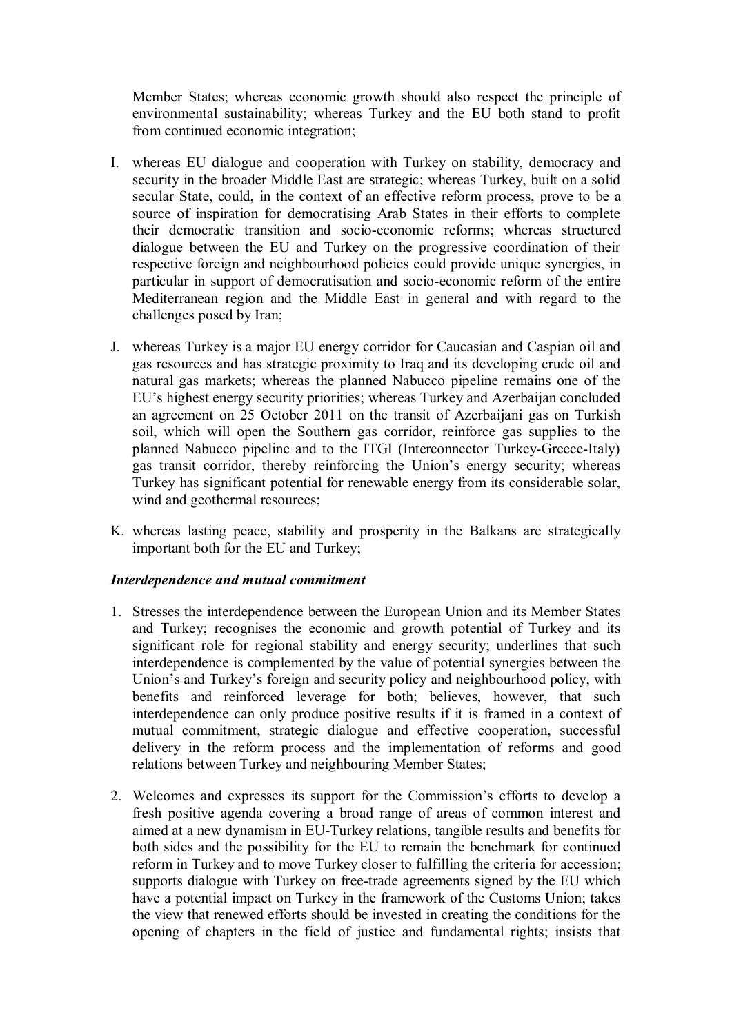Member States; whereas economic growth should also respect the principle of environmental sustainability; whereas Turkey and the EU both stand to profit from continued economic integration;

I. whereas EU dialogue and cooperation with Turkey on stability, democracy and security in the broader Middle East are strategic; whereas Turkey, built on a solid secular State, could, in the context of an effective reform process, prove to be a source of inspiration for democratising Arab States in their efforts to complete their democratic transition and socio-economic reforms; whereas structured dialogue between the EU and Turkey on the progressive coordination of their respective foreign and neighbourhood policies could provide unique synergies, in particular in support of democratisation and socio-economic reform of the entire Mediterranean region and the Middle East in general and with regard to the challenges posed by Iran;

J. whereas Turkey is a major EU energy corridor for Caucasian and Caspian oil and gas resources and has strategic proximity to Iraq and its developing crude oil and natural gas markets; whereas the planned Nabucco pipeline remains one of the EU's highest energy security priorities; whereas Turkey and Azerbaijan concluded an agreement on 25 October 2011 on the transit of Azerbaijani gas on Turkish soil, which will open the Southern gas corridor, reinforce gas supplies to the planned Nabucco pipeline and to the ITGI (Interconnector Turkey-Greece-Italy) gas transit corridor, thereby reinforcing the Union's energy security; whereas Turkey has significant potential for renewable energy from its considerable solar, wind and geothermal resources;

K. whereas lasting peace, stability and prosperity in the Balkans are strategically important both for the EU and Turkey;

***Interdependence and mutual commitment***

1. Stresses the interdependence between the European Union and its Member States and Turkey; recognises the economic and growth potential of Turkey and its significant role for regional stability and energy security; underlines that such interdependence is complemented by the value of potential synergies between the Union's and Turkey's foreign and security policy and neighbourhood policy, with benefits and reinforced leverage for both; believes, however, that such interdependence can only produce positive results if it is framed in a context of mutual commitment, strategic dialogue and effective cooperation, successful delivery in the reform process and the implementation of reforms and good relations between Turkey and neighbouring Member States;

2. Welcomes and expresses its support for the Commission's efforts to develop a fresh positive agenda covering a broad range of areas of common interest and aimed at a new dynamism in EU-Turkey relations, tangible results and benefits for both sides and the possibility for the EU to remain the benchmark for continued reform in Turkey and to move Turkey closer to fulfilling the criteria for accession; supports dialogue with Turkey on free-trade agreements signed by the EU which have a potential impact on Turkey in the framework of the Customs Union; takes the view that renewed efforts should be invested in creating the conditions for the opening of chapters in the field of justice and fundamental rights; insists that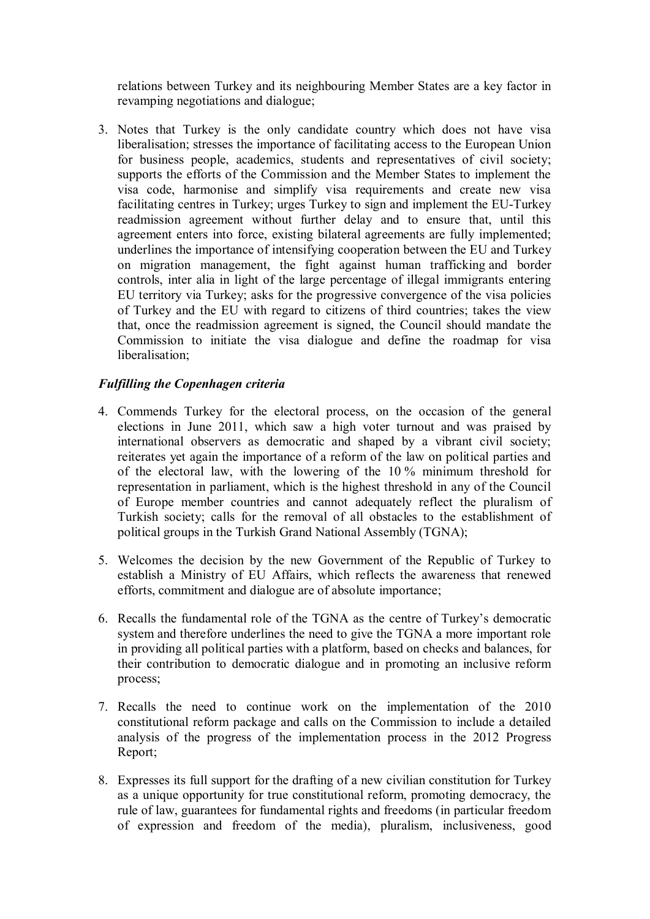relations between Turkey and its neighbouring Member States are a key factor in revamping negotiations and dialogue;

3. Notes that Turkey is the only candidate country which does not have visa liberalisation; stresses the importance of facilitating access to the European Union for business people, academics, students and representatives of civil society; supports the efforts of the Commission and the Member States to implement the visa code, harmonise and simplify visa requirements and create new visa facilitating centres in Turkey; urges Turkey to sign and implement the EU-Turkey readmission agreement without further delay and to ensure that, until this agreement enters into force, existing bilateral agreements are fully implemented; underlines the importance of intensifying cooperation between the EU and Turkey on migration management, the fight against human trafficking and border controls, inter alia in light of the large percentage of illegal immigrants entering EU territory via Turkey; asks for the progressive convergence of the visa policies of Turkey and the EU with regard to citizens of third countries; takes the view that, once the readmission agreement is signed, the Council should mandate the Commission to initiate the visa dialogue and define the roadmap for visa liberalisation;

***Fulfilling the Copenhagen criteria***

4. Commends Turkey for the electoral process, on the occasion of the general elections in June 2011, which saw a high voter turnout and was praised by international observers as democratic and shaped by a vibrant civil society; reiterates yet again the importance of a reform of the law on political parties and of the electoral law, with the lowering of the 10 % minimum threshold for representation in parliament, which is the highest threshold in any of the Council of Europe member countries and cannot adequately reflect the pluralism of Turkish society; calls for the removal of all obstacles to the establishment of political groups in the Turkish Grand National Assembly (TGNA);

5. Welcomes the decision by the new Government of the Republic of Turkey to establish a Ministry of EU Affairs, which reflects the awareness that renewed efforts, commitment and dialogue are of absolute importance;

6. Recalls the fundamental role of the TGNA as the centre of Turkey's democratic system and therefore underlines the need to give the TGNA a more important role in providing all political parties with a platform, based on checks and balances, for their contribution to democratic dialogue and in promoting an inclusive reform process;

7. Recalls the need to continue work on the implementation of the 2010 constitutional reform package and calls on the Commission to include a detailed analysis of the progress of the implementation process in the 2012 Progress Report;

8. Expresses its full support for the drafting of a new civilian constitution for Turkey as a unique opportunity for true constitutional reform, promoting democracy, the rule of law, guarantees for fundamental rights and freedoms (in particular freedom of expression and freedom of the media), pluralism, inclusiveness, good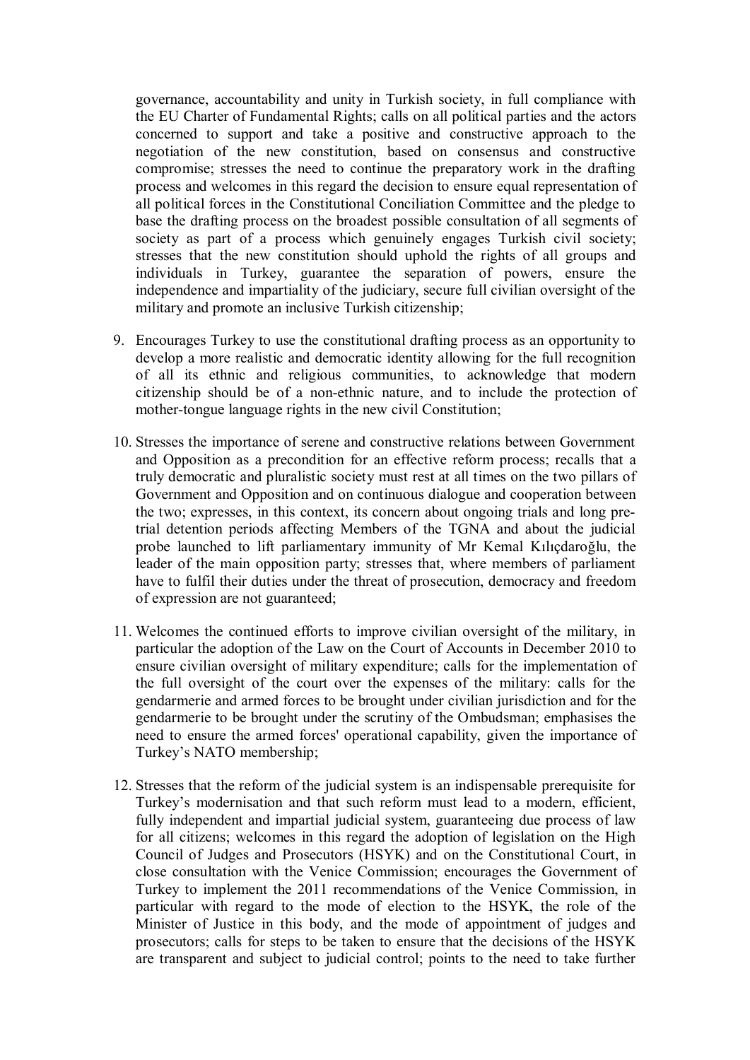governance, accountability and unity in Turkish society, in full compliance with the EU Charter of Fundamental Rights; calls on all political parties and the actors concerned to support and take a positive and constructive approach to the negotiation of the new constitution, based on consensus and constructive compromise; stresses the need to continue the preparatory work in the drafting process and welcomes in this regard the decision to ensure equal representation of all political forces in the Constitutional Conciliation Committee and the pledge to base the drafting process on the broadest possible consultation of all segments of society as part of a process which genuinely engages Turkish civil society; stresses that the new constitution should uphold the rights of all groups and individuals in Turkey, guarantee the separation of powers, ensure the independence and impartiality of the judiciary, secure full civilian oversight of the military and promote an inclusive Turkish citizenship;

9. Encourages Turkey to use the constitutional drafting process as an opportunity to develop a more realistic and democratic identity allowing for the full recognition of all its ethnic and religious communities, to acknowledge that modern citizenship should be of a non-ethnic nature, and to include the protection of mother-tongue language rights in the new civil Constitution;

10. Stresses the importance of serene and constructive relations between Government and Opposition as a precondition for an effective reform process; recalls that a truly democratic and pluralistic society must rest at all times on the two pillars of Government and Opposition and on continuous dialogue and cooperation between the two; expresses, in this context, its concern about ongoing trials and long pre-trial detention periods affecting Members of the TGNA and about the judicial probe launched to lift parliamentary immunity of Mr Kemal Kılıçdaroğlu, the leader of the main opposition party; stresses that, where members of parliament have to fulfil their duties under the threat of prosecution, democracy and freedom of expression are not guaranteed;

11. Welcomes the continued efforts to improve civilian oversight of the military, in particular the adoption of the Law on the Court of Accounts in December 2010 to ensure civilian oversight of military expenditure; calls for the implementation of the full oversight of the court over the expenses of the military: calls for the gendarmerie and armed forces to be brought under civilian jurisdiction and for the gendarmerie to be brought under the scrutiny of the Ombudsman; emphasises the need to ensure the armed forces' operational capability, given the importance of Turkey's NATO membership;

12. Stresses that the reform of the judicial system is an indispensable prerequisite for Turkey's modernisation and that such reform must lead to a modern, efficient, fully independent and impartial judicial system, guaranteeing due process of law for all citizens; welcomes in this regard the adoption of legislation on the High Council of Judges and Prosecutors (HSYK) and on the Constitutional Court, in close consultation with the Venice Commission; encourages the Government of Turkey to implement the 2011 recommendations of the Venice Commission, in particular with regard to the mode of election to the HSYK, the role of the Minister of Justice in this body, and the mode of appointment of judges and prosecutors; calls for steps to be taken to ensure that the decisions of the HSYK are transparent and subject to judicial control; points to the need to take further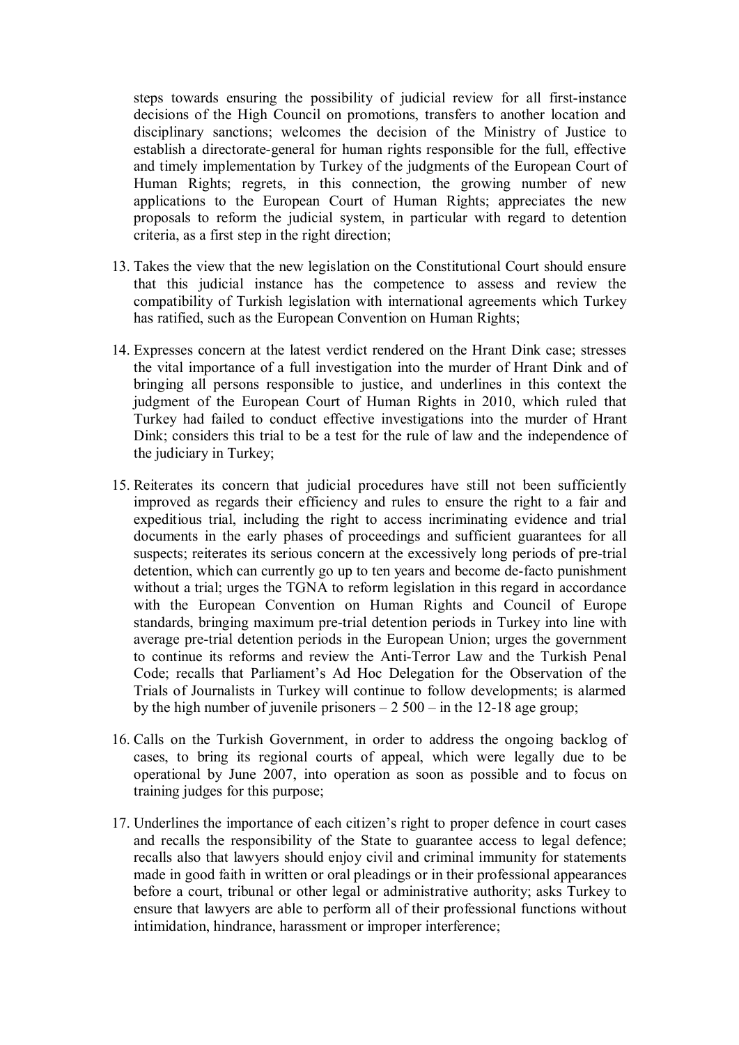steps towards ensuring the possibility of judicial review for all first-instance decisions of the High Council on promotions, transfers to another location and disciplinary sanctions; welcomes the decision of the Ministry of Justice to establish a directorate-general for human rights responsible for the full, effective and timely implementation by Turkey of the judgments of the European Court of Human Rights; regrets, in this connection, the growing number of new applications to the European Court of Human Rights; appreciates the new proposals to reform the judicial system, in particular with regard to detention criteria, as a first step in the right direction;

13. Takes the view that the new legislation on the Constitutional Court should ensure that this judicial instance has the competence to assess and review the compatibility of Turkish legislation with international agreements which Turkey has ratified, such as the European Convention on Human Rights;

14. Expresses concern at the latest verdict rendered on the Hrant Dink case; stresses the vital importance of a full investigation into the murder of Hrant Dink and of bringing all persons responsible to justice, and underlines in this context the judgment of the European Court of Human Rights in 2010, which ruled that Turkey had failed to conduct effective investigations into the murder of Hrant Dink; considers this trial to be a test for the rule of law and the independence of the judiciary in Turkey;

15. Reiterates its concern that judicial procedures have still not been sufficiently improved as regards their efficiency and rules to ensure the right to a fair and expeditious trial, including the right to access incriminating evidence and trial documents in the early phases of proceedings and sufficient guarantees for all suspects; reiterates its serious concern at the excessively long periods of pre-trial detention, which can currently go up to ten years and become de-facto punishment without a trial; urges the TGNA to reform legislation in this regard in accordance with the European Convention on Human Rights and Council of Europe standards, bringing maximum pre-trial detention periods in Turkey into line with average pre-trial detention periods in the European Union; urges the government to continue its reforms and review the Anti-Terror Law and the Turkish Penal Code; recalls that Parliament's Ad Hoc Delegation for the Observation of the Trials of Journalists in Turkey will continue to follow developments; is alarmed by the high number of juvenile prisoners – 2 500 – in the 12-18 age group;

16. Calls on the Turkish Government, in order to address the ongoing backlog of cases, to bring its regional courts of appeal, which were legally due to be operational by June 2007, into operation as soon as possible and to focus on training judges for this purpose;

17. Underlines the importance of each citizen's right to proper defence in court cases and recalls the responsibility of the State to guarantee access to legal defence; recalls also that lawyers should enjoy civil and criminal immunity for statements made in good faith in written or oral pleadings or in their professional appearances before a court, tribunal or other legal or administrative authority; asks Turkey to ensure that lawyers are able to perform all of their professional functions without intimidation, hindrance, harassment or improper interference;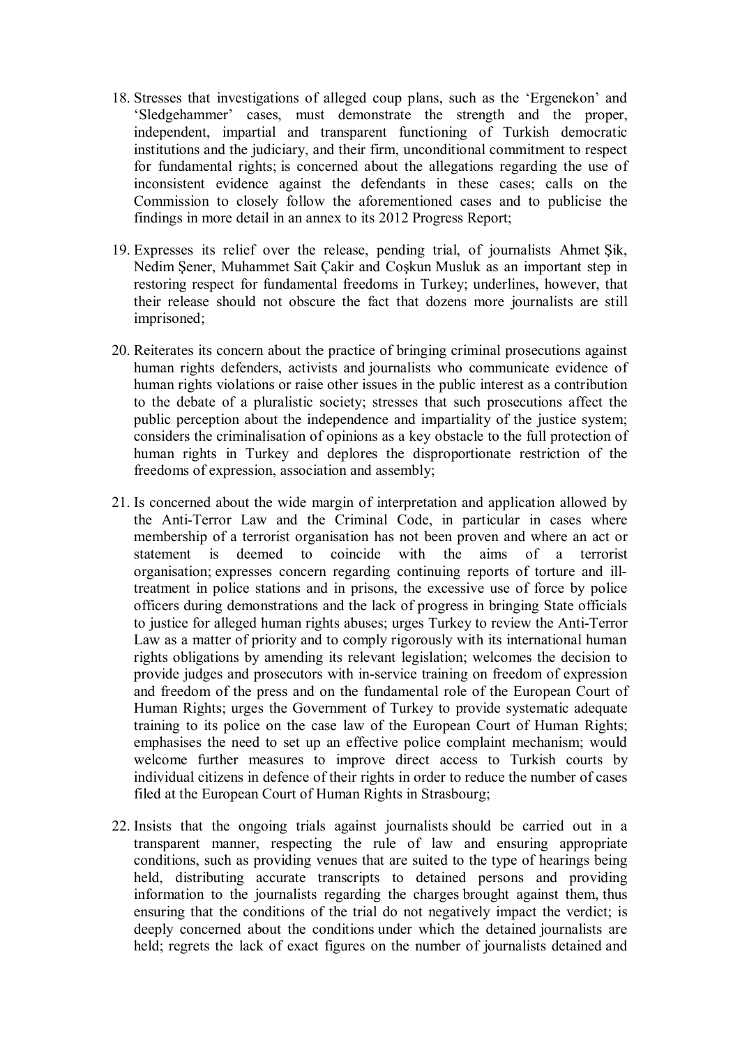18. Stresses that investigations of alleged coup plans, such as the 'Ergenekon' and 'Sledgehammer' cases, must demonstrate the strength and the proper, independent, impartial and transparent functioning of Turkish democratic institutions and the judiciary, and their firm, unconditional commitment to respect for fundamental rights; is concerned about the allegations regarding the use of inconsistent evidence against the defendants in these cases; calls on the Commission to closely follow the aforementioned cases and to publicise the findings in more detail in an annex to its 2012 Progress Report;

19. Expresses its relief over the release, pending trial, of journalists Ahmet Şik, Nedim Şener, Muhammet Sait Çakir and Coşkun Musluk as an important step in restoring respect for fundamental freedoms in Turkey; underlines, however, that their release should not obscure the fact that dozens more journalists are still imprisoned;

20. Reiterates its concern about the practice of bringing criminal prosecutions against human rights defenders, activists and journalists who communicate evidence of human rights violations or raise other issues in the public interest as a contribution to the debate of a pluralistic society; stresses that such prosecutions affect the public perception about the independence and impartiality of the justice system; considers the criminalisation of opinions as a key obstacle to the full protection of human rights in Turkey and deplores the disproportionate restriction of the freedoms of expression, association and assembly;

21. Is concerned about the wide margin of interpretation and application allowed by the Anti-Terror Law and the Criminal Code, in particular in cases where membership of a terrorist organisation has not been proven and where an act or statement is deemed to coincide with the aims of a terrorist organisation; expresses concern regarding continuing reports of torture and ill-treatment in police stations and in prisons, the excessive use of force by police officers during demonstrations and the lack of progress in bringing State officials to justice for alleged human rights abuses; urges Turkey to review the Anti-Terror Law as a matter of priority and to comply rigorously with its international human rights obligations by amending its relevant legislation; welcomes the decision to provide judges and prosecutors with in-service training on freedom of expression and freedom of the press and on the fundamental role of the European Court of Human Rights; urges the Government of Turkey to provide systematic adequate training to its police on the case law of the European Court of Human Rights; emphasises the need to set up an effective police complaint mechanism; would welcome further measures to improve direct access to Turkish courts by individual citizens in defence of their rights in order to reduce the number of cases filed at the European Court of Human Rights in Strasbourg;

22. Insists that the ongoing trials against journalists should be carried out in a transparent manner, respecting the rule of law and ensuring appropriate conditions, such as providing venues that are suited to the type of hearings being held, distributing accurate transcripts to detained persons and providing information to the journalists regarding the charges brought against them, thus ensuring that the conditions of the trial do not negatively impact the verdict; is deeply concerned about the conditions under which the detained journalists are held; regrets the lack of exact figures on the number of journalists detained and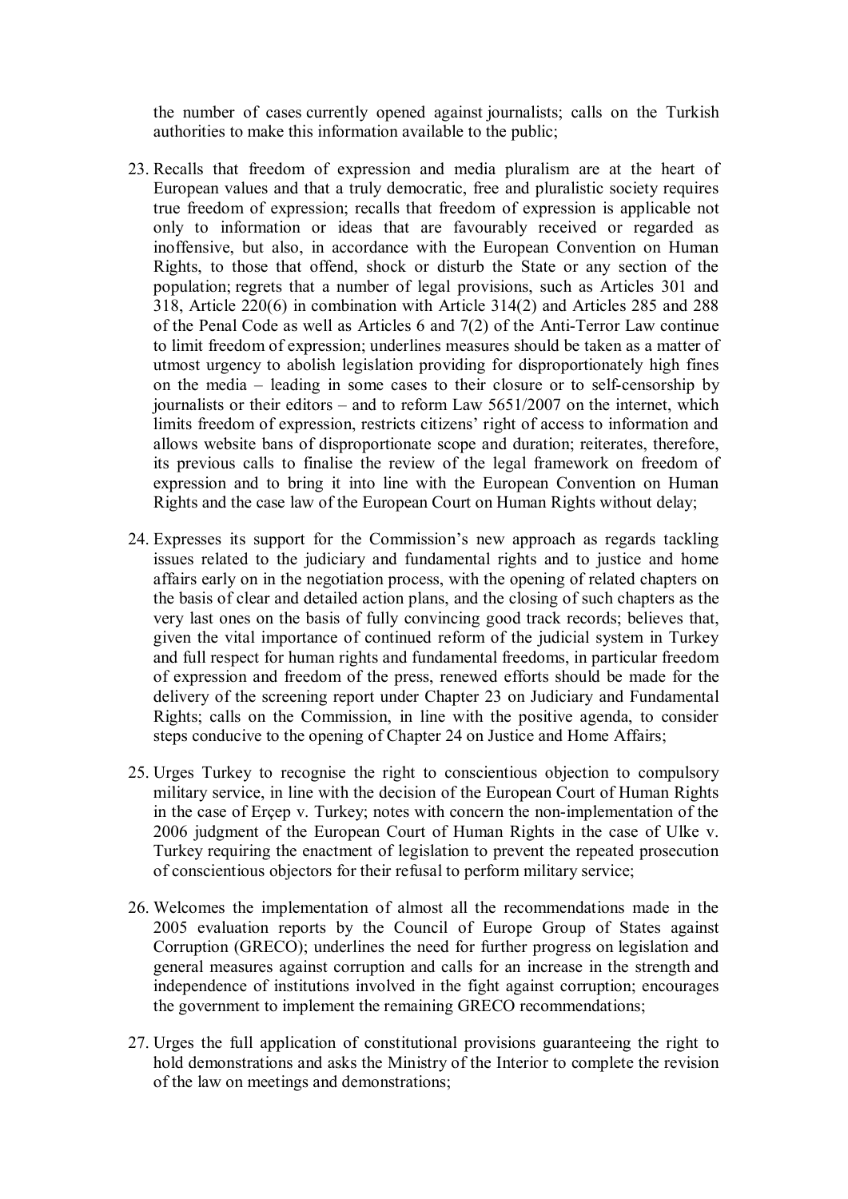the number of cases currently opened against journalists; calls on the Turkish authorities to make this information available to the public;

23. Recalls that freedom of expression and media pluralism are at the heart of European values and that a truly democratic, free and pluralistic society requires true freedom of expression; recalls that freedom of expression is applicable not only to information or ideas that are favourably received or regarded as inoffensive, but also, in accordance with the European Convention on Human Rights, to those that offend, shock or disturb the State or any section of the population; regrets that a number of legal provisions, such as Articles 301 and 318, Article 220(6) in combination with Article 314(2) and Articles 285 and 288 of the Penal Code as well as Articles 6 and 7(2) of the Anti-Terror Law continue to limit freedom of expression; underlines measures should be taken as a matter of utmost urgency to abolish legislation providing for disproportionately high fines on the media – leading in some cases to their closure or to self-censorship by journalists or their editors – and to reform Law 5651/2007 on the internet, which limits freedom of expression, restricts citizens' right of access to information and allows website bans of disproportionate scope and duration; reiterates, therefore, its previous calls to finalise the review of the legal framework on freedom of expression and to bring it into line with the European Convention on Human Rights and the case law of the European Court on Human Rights without delay;

24. Expresses its support for the Commission's new approach as regards tackling issues related to the judiciary and fundamental rights and to justice and home affairs early on in the negotiation process, with the opening of related chapters on the basis of clear and detailed action plans, and the closing of such chapters as the very last ones on the basis of fully convincing good track records; believes that, given the vital importance of continued reform of the judicial system in Turkey and full respect for human rights and fundamental freedoms, in particular freedom of expression and freedom of the press, renewed efforts should be made for the delivery of the screening report under Chapter 23 on Judiciary and Fundamental Rights; calls on the Commission, in line with the positive agenda, to consider steps conducive to the opening of Chapter 24 on Justice and Home Affairs;

25. Urges Turkey to recognise the right to conscientious objection to compulsory military service, in line with the decision of the European Court of Human Rights in the case of Erçep v. Turkey; notes with concern the non-implementation of the 2006 judgment of the European Court of Human Rights in the case of Ulke v. Turkey requiring the enactment of legislation to prevent the repeated prosecution of conscientious objectors for their refusal to perform military service;

26. Welcomes the implementation of almost all the recommendations made in the 2005 evaluation reports by the Council of Europe Group of States against Corruption (GRECO); underlines the need for further progress on legislation and general measures against corruption and calls for an increase in the strength and independence of institutions involved in the fight against corruption; encourages the government to implement the remaining GRECO recommendations;

27. Urges the full application of constitutional provisions guaranteeing the right to hold demonstrations and asks the Ministry of the Interior to complete the revision of the law on meetings and demonstrations;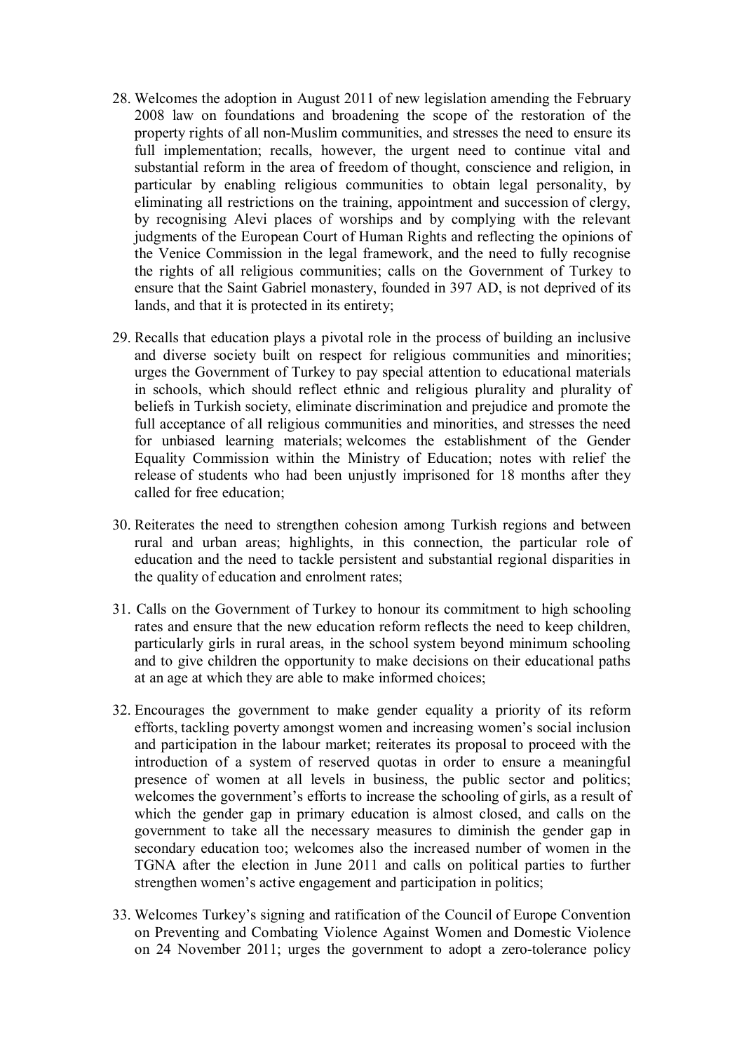28. Welcomes the adoption in August 2011 of new legislation amending the February 2008 law on foundations and broadening the scope of the restoration of the property rights of all non-Muslim communities, and stresses the need to ensure its full implementation; recalls, however, the urgent need to continue vital and substantial reform in the area of freedom of thought, conscience and religion, in particular by enabling religious communities to obtain legal personality, by eliminating all restrictions on the training, appointment and succession of clergy, by recognising Alevi places of worships and by complying with the relevant judgments of the European Court of Human Rights and reflecting the opinions of the Venice Commission in the legal framework, and the need to fully recognise the rights of all religious communities; calls on the Government of Turkey to ensure that the Saint Gabriel monastery, founded in 397 AD, is not deprived of its lands, and that it is protected in its entirety;

29. Recalls that education plays a pivotal role in the process of building an inclusive and diverse society built on respect for religious communities and minorities; urges the Government of Turkey to pay special attention to educational materials in schools, which should reflect ethnic and religious plurality and plurality of beliefs in Turkish society, eliminate discrimination and prejudice and promote the full acceptance of all religious communities and minorities, and stresses the need for unbiased learning materials; welcomes the establishment of the Gender Equality Commission within the Ministry of Education; notes with relief the release of students who had been unjustly imprisoned for 18 months after they called for free education;

30. Reiterates the need to strengthen cohesion among Turkish regions and between rural and urban areas; highlights, in this connection, the particular role of education and the need to tackle persistent and substantial regional disparities in the quality of education and enrolment rates;

31. Calls on the Government of Turkey to honour its commitment to high schooling rates and ensure that the new education reform reflects the need to keep children, particularly girls in rural areas, in the school system beyond minimum schooling and to give children the opportunity to make decisions on their educational paths at an age at which they are able to make informed choices;

32. Encourages the government to make gender equality a priority of its reform efforts, tackling poverty amongst women and increasing women's social inclusion and participation in the labour market; reiterates its proposal to proceed with the introduction of a system of reserved quotas in order to ensure a meaningful presence of women at all levels in business, the public sector and politics; welcomes the government's efforts to increase the schooling of girls, as a result of which the gender gap in primary education is almost closed, and calls on the government to take all the necessary measures to diminish the gender gap in secondary education too; welcomes also the increased number of women in the TGNA after the election in June 2011 and calls on political parties to further strengthen women's active engagement and participation in politics;

33. Welcomes Turkey's signing and ratification of the Council of Europe Convention on Preventing and Combating Violence Against Women and Domestic Violence on 24 November 2011; urges the government to adopt a zero-tolerance policy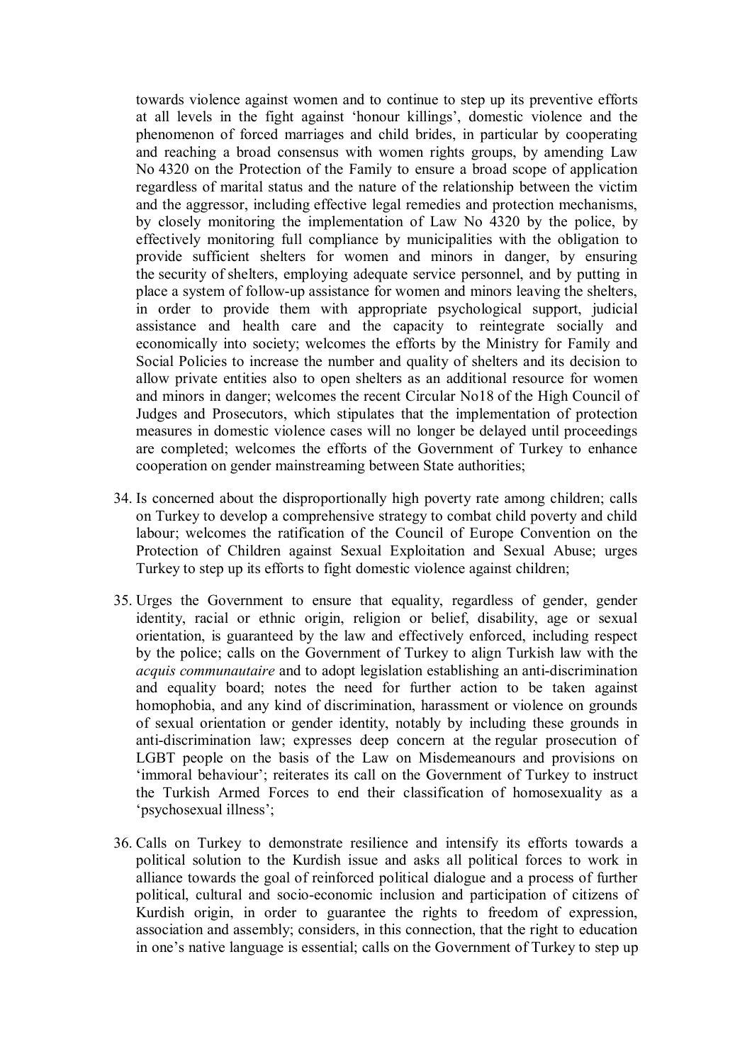towards violence against women and to continue to step up its preventive efforts at all levels in the fight against 'honour killings', domestic violence and the phenomenon of forced marriages and child brides, in particular by cooperating and reaching a broad consensus with women rights groups, by amending Law No 4320 on the Protection of the Family to ensure a broad scope of application regardless of marital status and the nature of the relationship between the victim and the aggressor, including effective legal remedies and protection mechanisms, by closely monitoring the implementation of Law No 4320 by the police, by effectively monitoring full compliance by municipalities with the obligation to provide sufficient shelters for women and minors in danger, by ensuring the security of shelters, employing adequate service personnel, and by putting in place a system of follow-up assistance for women and minors leaving the shelters, in order to provide them with appropriate psychological support, judicial assistance and health care and the capacity to reintegrate socially and economically into society; welcomes the efforts by the Ministry for Family and Social Policies to increase the number and quality of shelters and its decision to allow private entities also to open shelters as an additional resource for women and minors in danger; welcomes the recent Circular No18 of the High Council of Judges and Prosecutors, which stipulates that the implementation of protection measures in domestic violence cases will no longer be delayed until proceedings are completed; welcomes the efforts of the Government of Turkey to enhance cooperation on gender mainstreaming between State authorities;

34. Is concerned about the disproportionally high poverty rate among children; calls on Turkey to develop a comprehensive strategy to combat child poverty and child labour; welcomes the ratification of the Council of Europe Convention on the Protection of Children against Sexual Exploitation and Sexual Abuse; urges Turkey to step up its efforts to fight domestic violence against children;

35. Urges the Government to ensure that equality, regardless of gender, gender identity, racial or ethnic origin, religion or belief, disability, age or sexual orientation, is guaranteed by the law and effectively enforced, including respect by the police; calls on the Government of Turkey to align Turkish law with the *acquis communautaire* and to adopt legislation establishing an anti-discrimination and equality board; notes the need for further action to be taken against homophobia, and any kind of discrimination, harassment or violence on grounds of sexual orientation or gender identity, notably by including these grounds in anti-discrimination law; expresses deep concern at the regular prosecution of LGBT people on the basis of the Law on Misdemeanours and provisions on 'immoral behaviour'; reiterates its call on the Government of Turkey to instruct the Turkish Armed Forces to end their classification of homosexuality as a 'psychosexual illness';

36. Calls on Turkey to demonstrate resilience and intensify its efforts towards a political solution to the Kurdish issue and asks all political forces to work in alliance towards the goal of reinforced political dialogue and a process of further political, cultural and socio-economic inclusion and participation of citizens of Kurdish origin, in order to guarantee the rights to freedom of expression, association and assembly; considers, in this connection, that the right to education in one's native language is essential; calls on the Government of Turkey to step up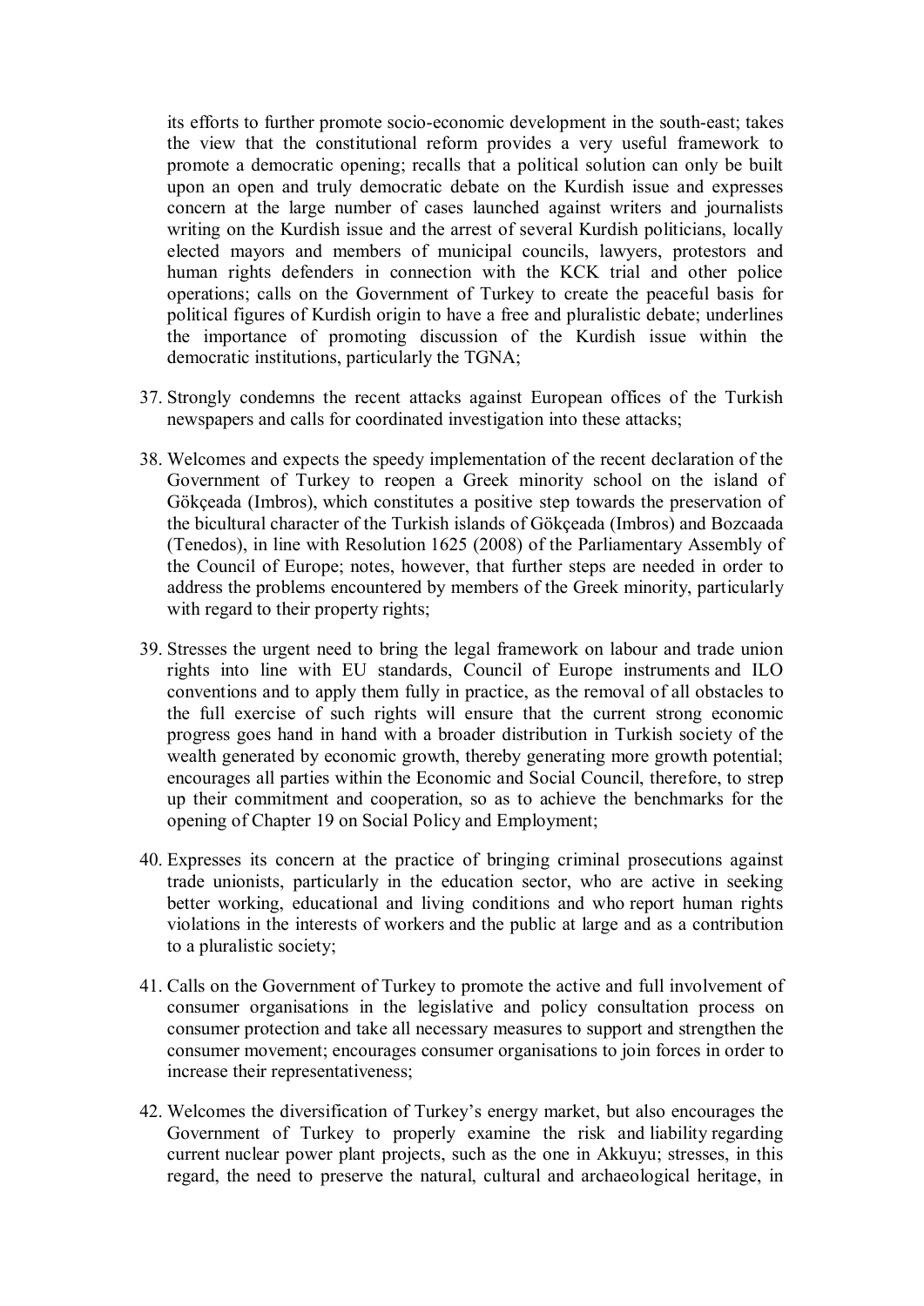its efforts to further promote socio-economic development in the south-east; takes the view that the constitutional reform provides a very useful framework to promote a democratic opening; recalls that a political solution can only be built upon an open and truly democratic debate on the Kurdish issue and expresses concern at the large number of cases launched against writers and journalists writing on the Kurdish issue and the arrest of several Kurdish politicians, locally elected mayors and members of municipal councils, lawyers, protestors and human rights defenders in connection with the KCK trial and other police operations; calls on the Government of Turkey to create the peaceful basis for political figures of Kurdish origin to have a free and pluralistic debate; underlines the importance of promoting discussion of the Kurdish issue within the democratic institutions, particularly the TGNA;

37. Strongly condemns the recent attacks against European offices of the Turkish newspapers and calls for coordinated investigation into these attacks;

38. Welcomes and expects the speedy implementation of the recent declaration of the Government of Turkey to reopen a Greek minority school on the island of Gökçeada (Imbros), which constitutes a positive step towards the preservation of the bicultural character of the Turkish islands of Gökçeada (Imbros) and Bozcaada (Tenedos), in line with Resolution 1625 (2008) of the Parliamentary Assembly of the Council of Europe; notes, however, that further steps are needed in order to address the problems encountered by members of the Greek minority, particularly with regard to their property rights;

39. Stresses the urgent need to bring the legal framework on labour and trade union rights into line with EU standards, Council of Europe instruments and ILO conventions and to apply them fully in practice, as the removal of all obstacles to the full exercise of such rights will ensure that the current strong economic progress goes hand in hand with a broader distribution in Turkish society of the wealth generated by economic growth, thereby generating more growth potential; encourages all parties within the Economic and Social Council, therefore, to strep up their commitment and cooperation, so as to achieve the benchmarks for the opening of Chapter 19 on Social Policy and Employment;

40. Expresses its concern at the practice of bringing criminal prosecutions against trade unionists, particularly in the education sector, who are active in seeking better working, educational and living conditions and who report human rights violations in the interests of workers and the public at large and as a contribution to a pluralistic society;

41. Calls on the Government of Turkey to promote the active and full involvement of consumer organisations in the legislative and policy consultation process on consumer protection and take all necessary measures to support and strengthen the consumer movement; encourages consumer organisations to join forces in order to increase their representativeness;

42. Welcomes the diversification of Turkey's energy market, but also encourages the Government of Turkey to properly examine the risk and liability regarding current nuclear power plant projects, such as the one in Akkuyu; stresses, in this regard, the need to preserve the natural, cultural and archaeological heritage, in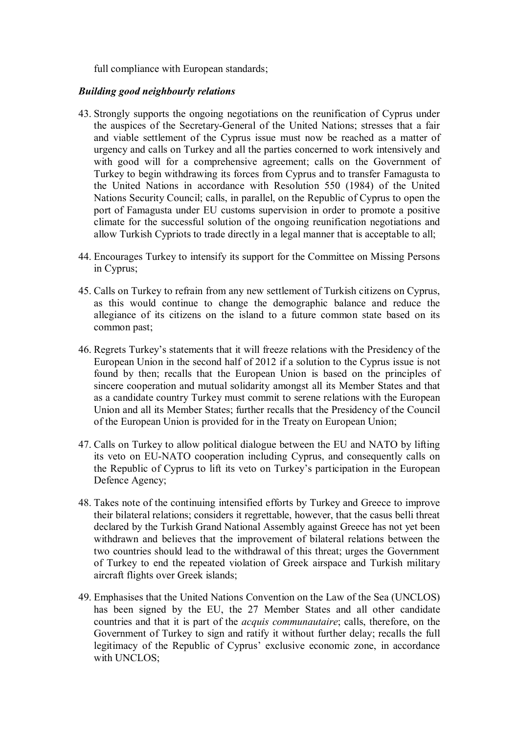full compliance with European standards;

***Building good neighbourly relations***

43. Strongly supports the ongoing negotiations on the reunification of Cyprus under the auspices of the Secretary-General of the United Nations; stresses that a fair and viable settlement of the Cyprus issue must now be reached as a matter of urgency and calls on Turkey and all the parties concerned to work intensively and with good will for a comprehensive agreement; calls on the Government of Turkey to begin withdrawing its forces from Cyprus and to transfer Famagusta to the United Nations in accordance with Resolution 550 (1984) of the United Nations Security Council; calls, in parallel, on the Republic of Cyprus to open the port of Famagusta under EU customs supervision in order to promote a positive climate for the successful solution of the ongoing reunification negotiations and allow Turkish Cypriots to trade directly in a legal manner that is acceptable to all;

44. Encourages Turkey to intensify its support for the Committee on Missing Persons in Cyprus;

45. Calls on Turkey to refrain from any new settlement of Turkish citizens on Cyprus, as this would continue to change the demographic balance and reduce the allegiance of its citizens on the island to a future common state based on its common past;

46. Regrets Turkey's statements that it will freeze relations with the Presidency of the European Union in the second half of 2012 if a solution to the Cyprus issue is not found by then; recalls that the European Union is based on the principles of sincere cooperation and mutual solidarity amongst all its Member States and that as a candidate country Turkey must commit to serene relations with the European Union and all its Member States; further recalls that the Presidency of the Council of the European Union is provided for in the Treaty on European Union;

47. Calls on Turkey to allow political dialogue between the EU and NATO by lifting its veto on EU-NATO cooperation including Cyprus, and consequently calls on the Republic of Cyprus to lift its veto on Turkey's participation in the European Defence Agency;

48. Takes note of the continuing intensified efforts by Turkey and Greece to improve their bilateral relations; considers it regrettable, however, that the casus belli threat declared by the Turkish Grand National Assembly against Greece has not yet been withdrawn and believes that the improvement of bilateral relations between the two countries should lead to the withdrawal of this threat; urges the Government of Turkey to end the repeated violation of Greek airspace and Turkish military aircraft flights over Greek islands;

49. Emphasises that the United Nations Convention on the Law of the Sea (UNCLOS) has been signed by the EU, the 27 Member States and all other candidate countries and that it is part of the *acquis communautaire*; calls, therefore, on the Government of Turkey to sign and ratify it without further delay; recalls the full legitimacy of the Republic of Cyprus' exclusive economic zone, in accordance with UNCLOS;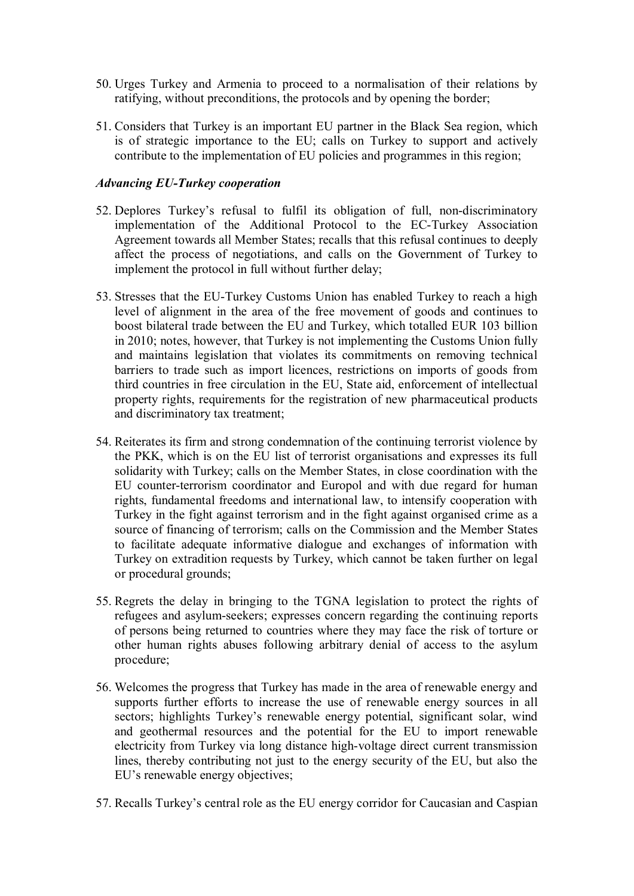50. Urges Turkey and Armenia to proceed to a normalisation of their relations by ratifying, without preconditions, the protocols and by opening the border;

51. Considers that Turkey is an important EU partner in the Black Sea region, which is of strategic importance to the EU; calls on Turkey to support and actively contribute to the implementation of EU policies and programmes in this region;

***Advancing EU-Turkey cooperation***

52. Deplores Turkey's refusal to fulfil its obligation of full, non-discriminatory implementation of the Additional Protocol to the EC-Turkey Association Agreement towards all Member States; recalls that this refusal continues to deeply affect the process of negotiations, and calls on the Government of Turkey to implement the protocol in full without further delay;

53. Stresses that the EU-Turkey Customs Union has enabled Turkey to reach a high level of alignment in the area of the free movement of goods and continues to boost bilateral trade between the EU and Turkey, which totalled EUR 103 billion in 2010; notes, however, that Turkey is not implementing the Customs Union fully and maintains legislation that violates its commitments on removing technical barriers to trade such as import licences, restrictions on imports of goods from third countries in free circulation in the EU, State aid, enforcement of intellectual property rights, requirements for the registration of new pharmaceutical products and discriminatory tax treatment;

54. Reiterates its firm and strong condemnation of the continuing terrorist violence by the PKK, which is on the EU list of terrorist organisations and expresses its full solidarity with Turkey; calls on the Member States, in close coordination with the EU counter-terrorism coordinator and Europol and with due regard for human rights, fundamental freedoms and international law, to intensify cooperation with Turkey in the fight against terrorism and in the fight against organised crime as a source of financing of terrorism; calls on the Commission and the Member States to facilitate adequate informative dialogue and exchanges of information with Turkey on extradition requests by Turkey, which cannot be taken further on legal or procedural grounds;

55. Regrets the delay in bringing to the TGNA legislation to protect the rights of refugees and asylum-seekers; expresses concern regarding the continuing reports of persons being returned to countries where they may face the risk of torture or other human rights abuses following arbitrary denial of access to the asylum procedure;

56. Welcomes the progress that Turkey has made in the area of renewable energy and supports further efforts to increase the use of renewable energy sources in all sectors; highlights Turkey's renewable energy potential, significant solar, wind and geothermal resources and the potential for the EU to import renewable electricity from Turkey via long distance high-voltage direct current transmission lines, thereby contributing not just to the energy security of the EU, but also the EU's renewable energy objectives;

57. Recalls Turkey's central role as the EU energy corridor for Caucasian and Caspian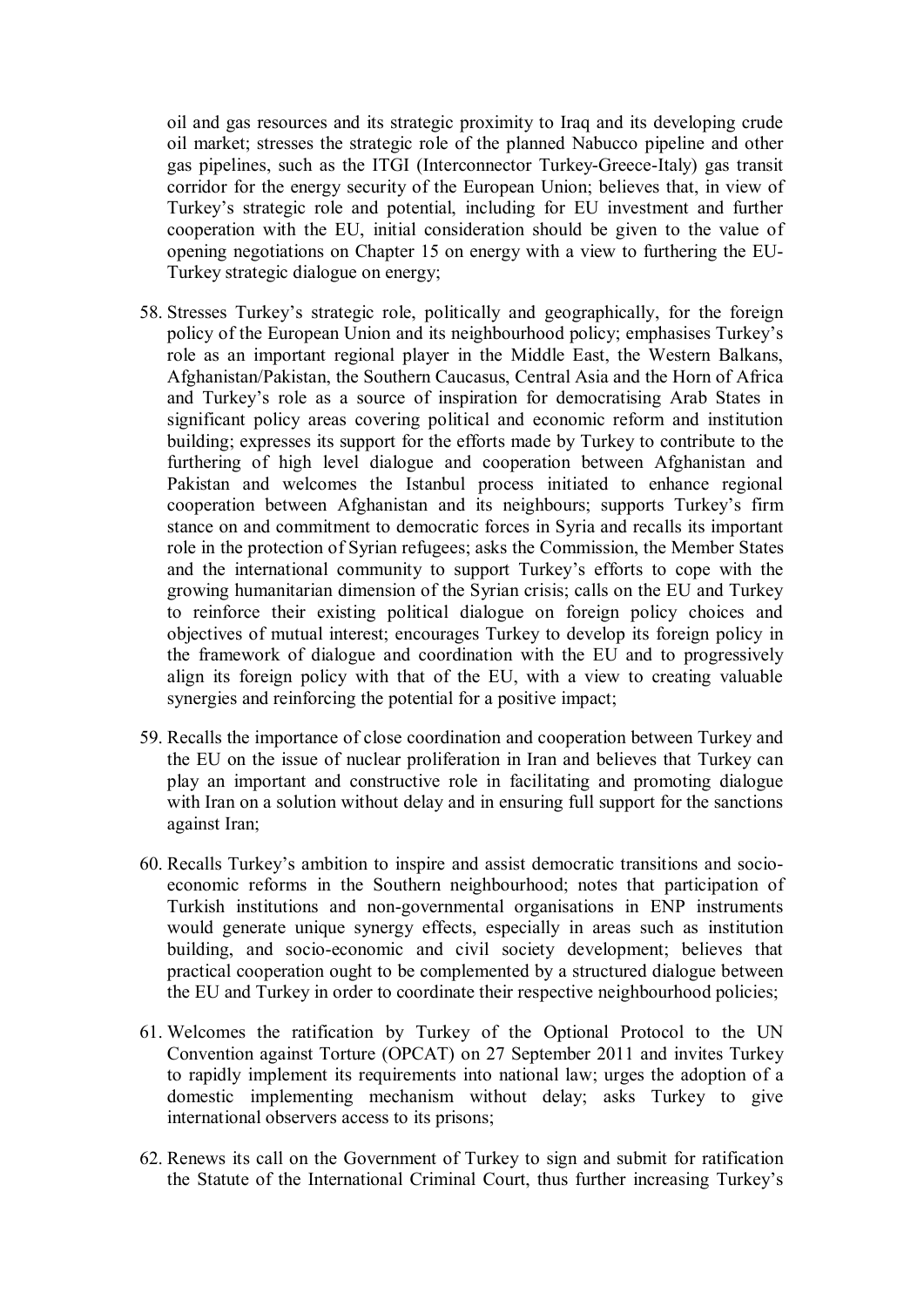oil and gas resources and its strategic proximity to Iraq and its developing crude oil market; stresses the strategic role of the planned Nabucco pipeline and other gas pipelines, such as the ITGI (Interconnector Turkey-Greece-Italy) gas transit corridor for the energy security of the European Union; believes that, in view of Turkey's strategic role and potential, including for EU investment and further cooperation with the EU, initial consideration should be given to the value of opening negotiations on Chapter 15 on energy with a view to furthering the EU-Turkey strategic dialogue on energy;

58. Stresses Turkey's strategic role, politically and geographically, for the foreign policy of the European Union and its neighbourhood policy; emphasises Turkey's role as an important regional player in the Middle East, the Western Balkans, Afghanistan/Pakistan, the Southern Caucasus, Central Asia and the Horn of Africa and Turkey's role as a source of inspiration for democratising Arab States in significant policy areas covering political and economic reform and institution building; expresses its support for the efforts made by Turkey to contribute to the furthering of high level dialogue and cooperation between Afghanistan and Pakistan and welcomes the Istanbul process initiated to enhance regional cooperation between Afghanistan and its neighbours; supports Turkey's firm stance on and commitment to democratic forces in Syria and recalls its important role in the protection of Syrian refugees; asks the Commission, the Member States and the international community to support Turkey's efforts to cope with the growing humanitarian dimension of the Syrian crisis; calls on the EU and Turkey to reinforce their existing political dialogue on foreign policy choices and objectives of mutual interest; encourages Turkey to develop its foreign policy in the framework of dialogue and coordination with the EU and to progressively align its foreign policy with that of the EU, with a view to creating valuable synergies and reinforcing the potential for a positive impact;

59. Recalls the importance of close coordination and cooperation between Turkey and the EU on the issue of nuclear proliferation in Iran and believes that Turkey can play an important and constructive role in facilitating and promoting dialogue with Iran on a solution without delay and in ensuring full support for the sanctions against Iran;

60. Recalls Turkey's ambition to inspire and assist democratic transitions and socio-economic reforms in the Southern neighbourhood; notes that participation of Turkish institutions and non-governmental organisations in ENP instruments would generate unique synergy effects, especially in areas such as institution building, and socio-economic and civil society development; believes that practical cooperation ought to be complemented by a structured dialogue between the EU and Turkey in order to coordinate their respective neighbourhood policies;

61. Welcomes the ratification by Turkey of the Optional Protocol to the UN Convention against Torture (OPCAT) on 27 September 2011 and invites Turkey to rapidly implement its requirements into national law; urges the adoption of a domestic implementing mechanism without delay; asks Turkey to give international observers access to its prisons;

62. Renews its call on the Government of Turkey to sign and submit for ratification the Statute of the International Criminal Court, thus further increasing Turkey's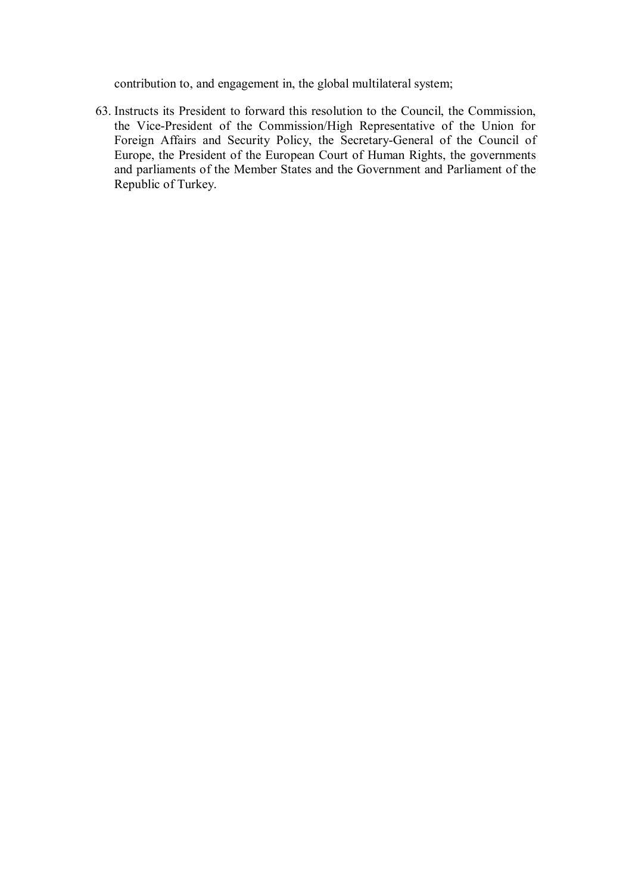contribution to, and engagement in, the global multilateral system;

63. Instructs its President to forward this resolution to the Council, the Commission, the Vice-President of the Commission/High Representative of the Union for Foreign Affairs and Security Policy, the Secretary-General of the Council of Europe, the President of the European Court of Human Rights, the governments and parliaments of the Member States and the Government and Parliament of the Republic of Turkey.